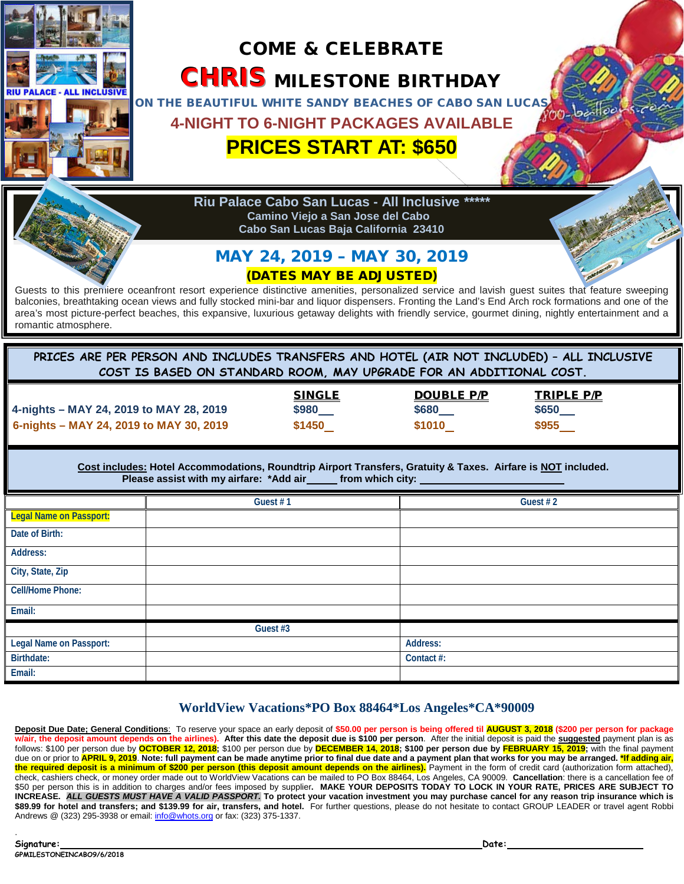# COME & CELEBRATE

# CHRIS MILESTONE BIRTHDAY

**ON THE BEAUTIFUL WHITE SANDY BEACHES OF CABO SAN LUCAS**

**4-NIGHT TO 6-NIGHT PACKAGES AVAILABLE**

## PRICES START AT: $650

RIU PALACE - ALL INCLUSIVE

**Riu Palace Cabo San Lucas - All Inclusive *****
**Camino Viejo a San Jose del Cabo**
**Cabo San Lucas Baja California 23410**

## MAY 24, 2019 – MAY 30, 2019

**(DATES MAY BE ADJUSTED)**

Guests to this premiere oceanfront resort experience distinctive amenities, personalized service and lavish guest suites that feature sweeping balconies, breathtaking ocean views and fully stocked mini-bar and liquor dispensers. Fronting the Land's End Arch rock formations and one of the area's most picture-perfect beaches, this expansive, luxurious getaway delights with friendly service, gourmet dining, nightly entertainment and a romantic atmosphere.

**PRICES ARE PER PERSON AND INCLUDES TRANSFERS AND HOTEL (AIR NOT INCLUDED) – ALL INCLUSIVE COST IS BASED ON STANDARD ROOM, MAY UPGRADE FOR AN ADDITIONAL COST.**

| | SINGLE | DOUBLE P/P | TRIPLE P/P |
|---|---|---|---|
| **4-nights – MAY 24, 2019 to MAY 28, 2019** | $980__ | $680__ | $650__ |
| **6-nights – MAY 24, 2019 to MAY 30, 2019** | $1450_ | $1010_ | $955__ |

**Cost includes: Hotel Accommodations, Roundtrip Airport Transfers, Gratuity & Taxes. Airfare is NOT included.**
**Please assist with my airfare: *Add air_____ from which city: ______________________**

| | Guest # 1 | Guest # 2 |
|---|---|---|
| Legal Name on Passport: | | |
| Date of Birth: | | |
| Address: | | |
| City, State, Zip | | |
| Cell/Home Phone: | | |
| Email: | | |
| | Guest #3 | |
| Legal Name on Passport: | | Address: |
| Birthdate: | | Contact #: |
| Email: | | |

## WorldView Vacations*PO Box 88464*Los Angeles*CA*90009

**Deposit Due Date; General Conditions**: To reserve your space an early deposit of **$50.00 per person is being offered til AUGUST 3, 2018 ($200 per person for package w/air, the deposit amount depends on the airlines).** **After this date the deposit due is $100 per person**. After the initial deposit is paid the **suggested** payment plan is as follows: $100 per person due by **OCTOBER 12, 2018**; $100 per person due by **DECEMBER 14, 2018**; **$100 per person due by FEBRUARY 15, 2019;** with the final payment due on or prior to **APRIL 9, 2019**. **Note: full payment can be made anytime prior to final due date and a payment plan that works for you may be arranged. *If adding air, the required deposit is a minimum of $200 per person (this deposit amount depends on the airlines).** Payment in the form of credit card (authorization form attached), check, cashiers check, or money order made out to WorldView Vacations can be mailed to PO Box 88464, Los Angeles, CA 90009. **Cancellation**: there is a cancellation fee of $50 per person this is in addition to charges and/or fees imposed by supplier**. MAKE YOUR DEPOSITS TODAY TO LOCK IN YOUR RATE, PRICES ARE SUBJECT TO INCREASE. *ALL GUESTS MUST HAVE A VALID PASSPORT.* To protect your vacation investment you may purchase cancel for any reason trip insurance which is $89.99 for hotel and transfers; and $139.99 for air, transfers, and hotel.** For further questions, please do not hesitate to contact GROUP LEADER or travel agent Robbi Andrews @ (323) 295-3938 or email: info@whots.org or fax: (323) 375-1337.

**Signature:**______________________________________________ **Date:**____________________

GPMILESTONEINCABO9/6/2018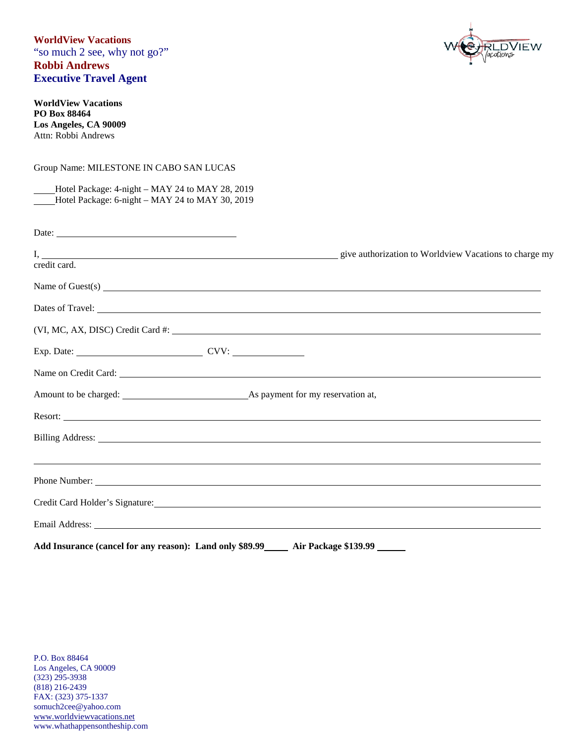**WorldView Vacations**
"so much 2 see, why not go?"
**Robbi Andrews**
**Executive Travel Agent**

**WorldView Vacations**
**PO Box 88464**
**Los Angeles, CA 90009**
Attn: Robbi Andrews

Group Name: MILESTONE IN CABO SAN LUCAS

_____Hotel Package: 4-night – MAY 24 to MAY 28, 2019
_____Hotel Package: 6-night – MAY 24 to MAY 30, 2019

Date: ______________________________

I, ____________________________________________ give authorization to Worldview Vacations to charge my credit card.

Name of Guest(s) ______________________________________________________________

Dates of Travel: ______________________________________________________________

(VI, MC, AX, DISC) Credit Card #: ______________________________________________

Exp. Date: ____________________ CVV: ____________

Name on Credit Card: __________________________________________________________

Amount to be charged: ____________________ As payment for my reservation at,

Resort: ______________________________________________________________________

Billing Address: ______________________________________________________________

______________________________________________________________________________

Phone Number: ________________________________________________________________

Credit Card Holder's Signature: _________________________________________________

Email Address: _______________________________________________________________

**Add Insurance (cancel for any reason): Land only $89.99_____ Air Package $139.99 _____**

P.O. Box 88464
Los Angeles, CA 90009
(323) 295-3938
(818) 216-2439
FAX: (323) 375-1337
somuch2cee@yahoo.com
www.worldviewvacations.net
www.whathappensontheship.com